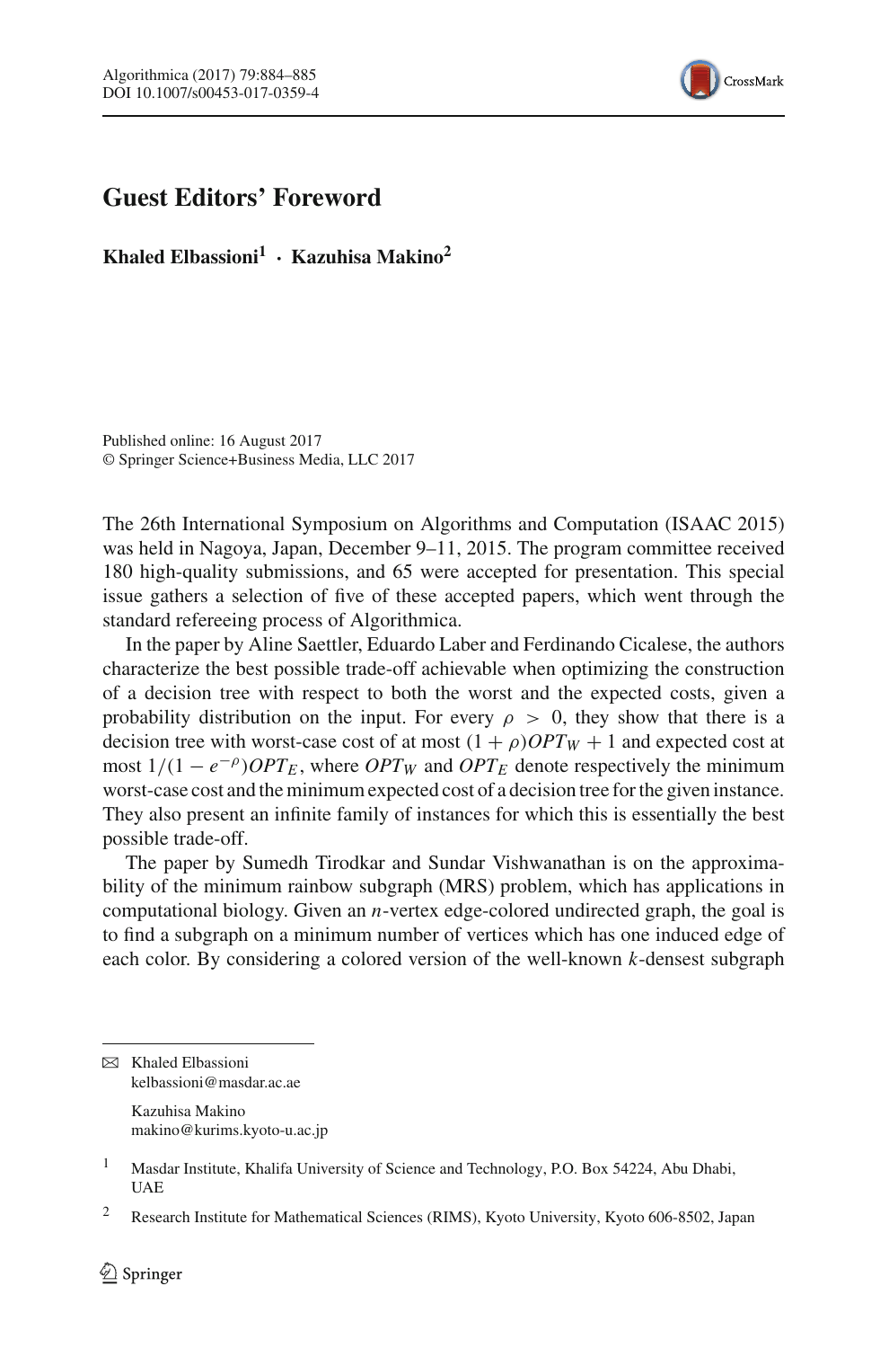# Guest Editors' Foreword

**Khaled Elbassioni[1] · Kazuhisa Makino[2]**

Published online: 16 August 2017
© Springer Science+Business Media, LLC 2017

The 26th International Symposium on Algorithms and Computation (ISAAC 2015) was held in Nagoya, Japan, December 9–11, 2015. The program committee received 180 high-quality submissions, and 65 were accepted for presentation. This special issue gathers a selection of five of these accepted papers, which went through the standard refereeing process of Algorithmica.

In the paper by Aline Saettler, Eduardo Laber and Ferdinando Cicalese, the authors characterize the best possible trade-off achievable when optimizing the construction of a decision tree with respect to both the worst and the expected costs, given a probability distribution on the input. For every $\rho > 0$, they show that there is a decision tree with worst-case cost of at most $(1+\rho)OPT_W + 1$ and expected cost at most $1/(1-e^{-\rho})OPT_E$, where $OPT_W$ and $OPT_E$ denote respectively the minimum worst-case cost and the minimum expected cost of a decision tree for the given instance. They also present an infinite family of instances for which this is essentially the best possible trade-off.

The paper by Sumedh Tirodkar and Sundar Vishwanathan is on the approximability of the minimum rainbow subgraph (MRS) problem, which has applications in computational biology. Given an $n$-vertex edge-colored undirected graph, the goal is to find a subgraph on a minimum number of vertices which has one induced edge of each color. By considering a colored version of the well-known $k$-densest subgraph

---

✉ Khaled Elbassioni
kelbassioni@masdar.ac.ae

Kazuhisa Makino
makino@kurims.kyoto-u.ac.jp

[1] Masdar Institute, Khalifa University of Science and Technology, P.O. Box 54224, Abu Dhabi, UAE

[2] Research Institute for Mathematical Sciences (RIMS), Kyoto University, Kyoto 606-8502, Japan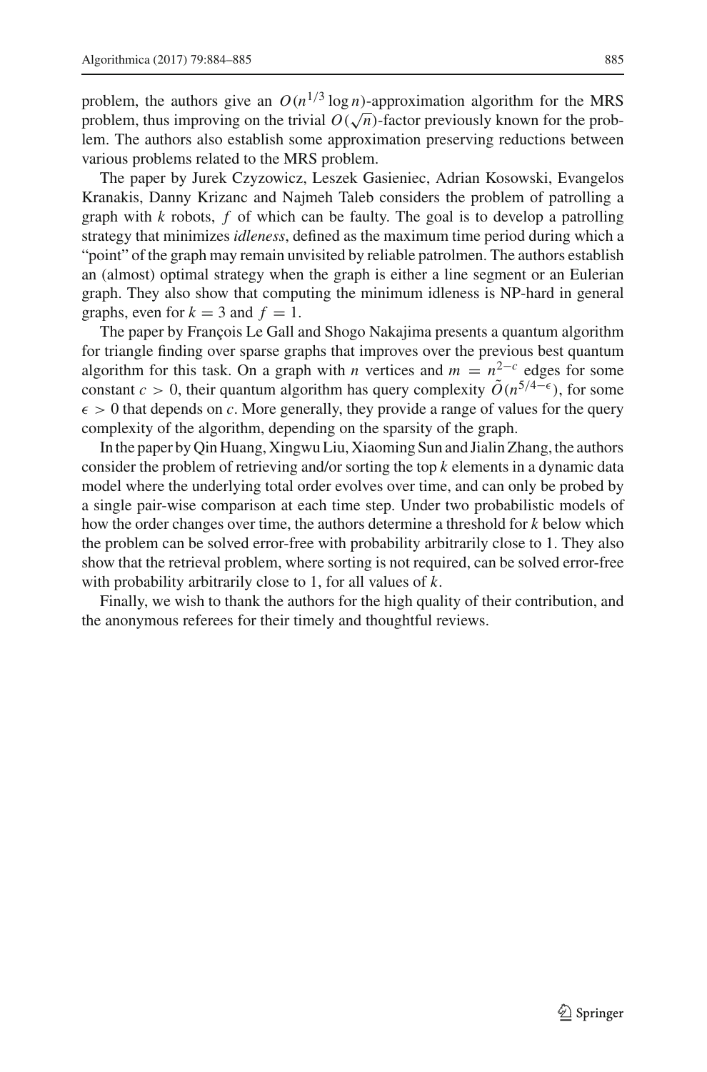problem, the authors give an $O(n^{1/3} \log n)$-approximation algorithm for the MRS problem, thus improving on the trivial $O(\sqrt{n})$-factor previously known for the problem. The authors also establish some approximation preserving reductions between various problems related to the MRS problem.

The paper by Jurek Czyzowicz, Leszek Gasieniec, Adrian Kosowski, Evangelos Kranakis, Danny Krizanc and Najmeh Taleb considers the problem of patrolling a graph with $k$ robots, $f$ of which can be faulty. The goal is to develop a patrolling strategy that minimizes *idleness*, defined as the maximum time period during which a "point" of the graph may remain unvisited by reliable patrolmen. The authors establish an (almost) optimal strategy when the graph is either a line segment or an Eulerian graph. They also show that computing the minimum idleness is NP-hard in general graphs, even for $k = 3$ and $f = 1$.

The paper by François Le Gall and Shogo Nakajima presents a quantum algorithm for triangle finding over sparse graphs that improves over the previous best quantum algorithm for this task. On a graph with $n$ vertices and $m = n^{2-c}$ edges for some constant $c > 0$, their quantum algorithm has query complexity $\tilde{O}(n^{5/4-\epsilon})$, for some $\epsilon > 0$ that depends on $c$. More generally, they provide a range of values for the query complexity of the algorithm, depending on the sparsity of the graph.

In the paper by Qin Huang, Xingwu Liu, Xiaoming Sun and Jialin Zhang, the authors consider the problem of retrieving and/or sorting the top $k$ elements in a dynamic data model where the underlying total order evolves over time, and can only be probed by a single pair-wise comparison at each time step. Under two probabilistic models of how the order changes over time, the authors determine a threshold for $k$ below which the problem can be solved error-free with probability arbitrarily close to 1. They also show that the retrieval problem, where sorting is not required, can be solved error-free with probability arbitrarily close to 1, for all values of $k$.

Finally, we wish to thank the authors for the high quality of their contribution, and the anonymous referees for their timely and thoughtful reviews.